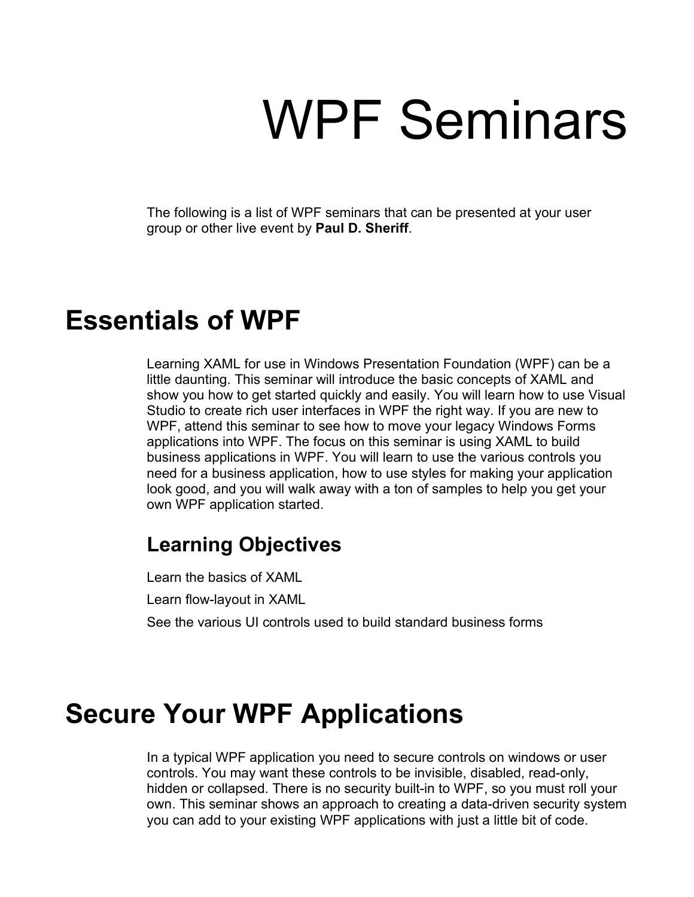# WPF Seminars

The following is a list of WPF seminars that can be presented at your user group or other live event by **Paul D. Sheriff**.

## Essentials of WPF

Learning XAML for use in Windows Presentation Foundation (WPF) can be a little daunting. This seminar will introduce the basic concepts of XAML and show you how to get started quickly and easily. You will learn how to use Visual Studio to create rich user interfaces in WPF the right way. If you are new to WPF, attend this seminar to see how to move your legacy Windows Forms applications into WPF. The focus on this seminar is using XAML to build business applications in WPF. You will learn to use the various controls you need for a business application, how to use styles for making your application look good, and you will walk away with a ton of samples to help you get your own WPF application started.

### Learning Objectives

Learn the basics of XAML

Learn flow-layout in XAML

See the various UI controls used to build standard business forms

## Secure Your WPF Applications

In a typical WPF application you need to secure controls on windows or user controls. You may want these controls to be invisible, disabled, read-only, hidden or collapsed. There is no security built-in to WPF, so you must roll your own. This seminar shows an approach to creating a data-driven security system you can add to your existing WPF applications with just a little bit of code.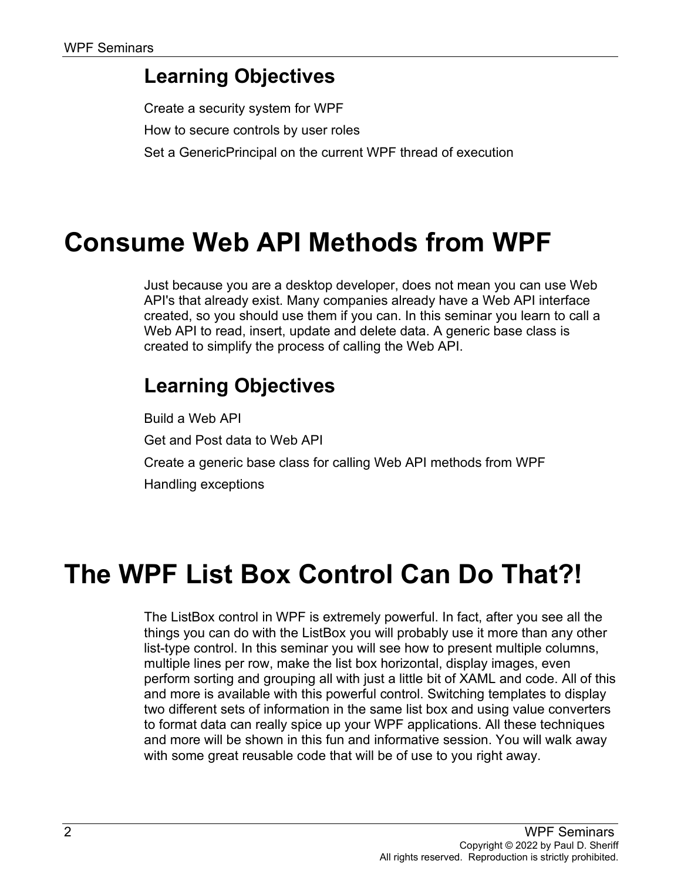## Learning Objectives

Create a security system for WPF

How to secure controls by user roles

Set a GenericPrincipal on the current WPF thread of execution

# Consume Web API Methods from WPF

Just because you are a desktop developer, does not mean you can use Web API's that already exist. Many companies already have a Web API interface created, so you should use them if you can. In this seminar you learn to call a Web API to read, insert, update and delete data. A generic base class is created to simplify the process of calling the Web API.

## Learning Objectives

Build a Web API

Get and Post data to Web API

Create a generic base class for calling Web API methods from WPF

Handling exceptions

# The WPF List Box Control Can Do That?!

The ListBox control in WPF is extremely powerful. In fact, after you see all the things you can do with the ListBox you will probably use it more than any other list-type control. In this seminar you will see how to present multiple columns, multiple lines per row, make the list box horizontal, display images, even perform sorting and grouping all with just a little bit of XAML and code. All of this and more is available with this powerful control. Switching templates to display two different sets of information in the same list box and using value converters to format data can really spice up your WPF applications. All these techniques and more will be shown in this fun and informative session. You will walk away with some great reusable code that will be of use to you right away.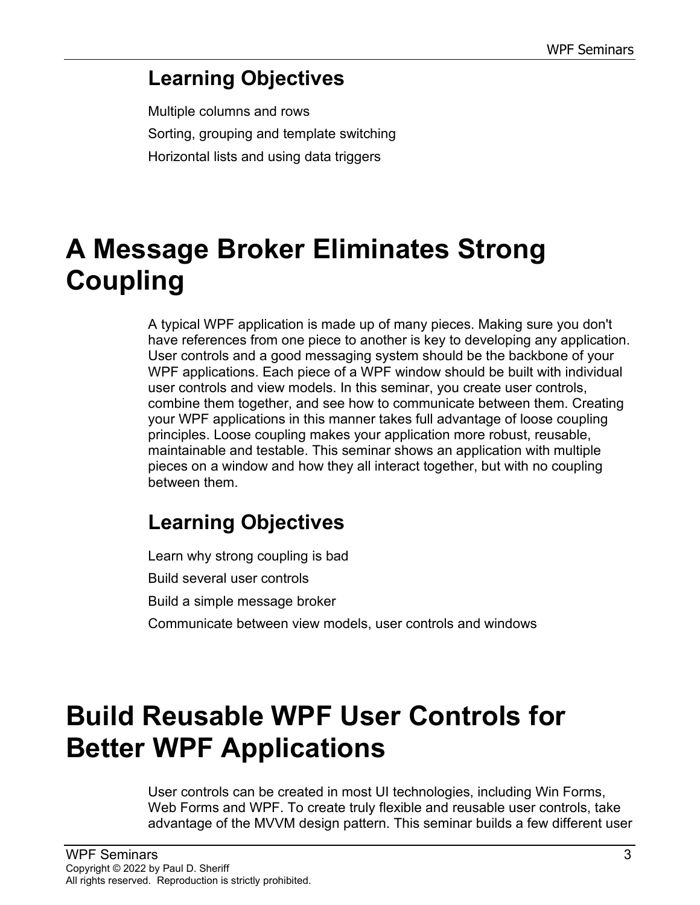## Learning Objectives

Multiple columns and rows

Sorting, grouping and template switching

Horizontal lists and using data triggers

# A Message Broker Eliminates Strong Coupling

A typical WPF application is made up of many pieces. Making sure you don't have references from one piece to another is key to developing any application. User controls and a good messaging system should be the backbone of your WPF applications. Each piece of a WPF window should be built with individual user controls and view models. In this seminar, you create user controls, combine them together, and see how to communicate between them. Creating your WPF applications in this manner takes full advantage of loose coupling principles. Loose coupling makes your application more robust, reusable, maintainable and testable. This seminar shows an application with multiple pieces on a window and how they all interact together, but with no coupling between them.

## Learning Objectives

Learn why strong coupling is bad

Build several user controls

Build a simple message broker

Communicate between view models, user controls and windows

# Build Reusable WPF User Controls for Better WPF Applications

User controls can be created in most UI technologies, including Win Forms, Web Forms and WPF. To create truly flexible and reusable user controls, take advantage of the MVVM design pattern. This seminar builds a few different user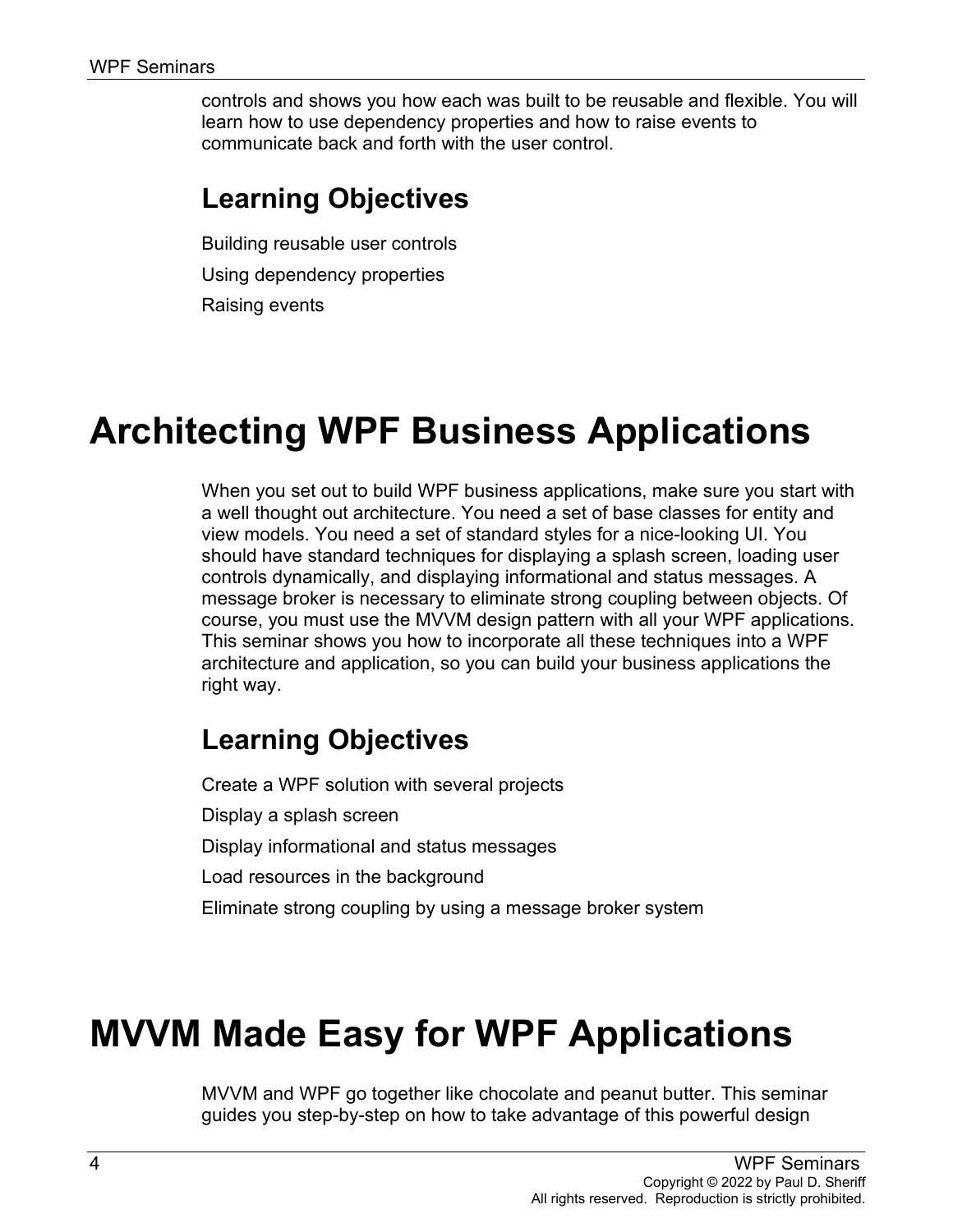controls and shows you how each was built to be reusable and flexible. You will learn how to use dependency properties and how to raise events to communicate back and forth with the user control.

## Learning Objectives

Building reusable user controls

Using dependency properties

Raising events

# Architecting WPF Business Applications

When you set out to build WPF business applications, make sure you start with a well thought out architecture. You need a set of base classes for entity and view models. You need a set of standard styles for a nice-looking UI. You should have standard techniques for displaying a splash screen, loading user controls dynamically, and displaying informational and status messages. A message broker is necessary to eliminate strong coupling between objects. Of course, you must use the MVVM design pattern with all your WPF applications. This seminar shows you how to incorporate all these techniques into a WPF architecture and application, so you can build your business applications the right way.

## Learning Objectives

Create a WPF solution with several projects

Display a splash screen

Display informational and status messages

Load resources in the background

Eliminate strong coupling by using a message broker system

# MVVM Made Easy for WPF Applications

MVVM and WPF go together like chocolate and peanut butter. This seminar guides you step-by-step on how to take advantage of this powerful design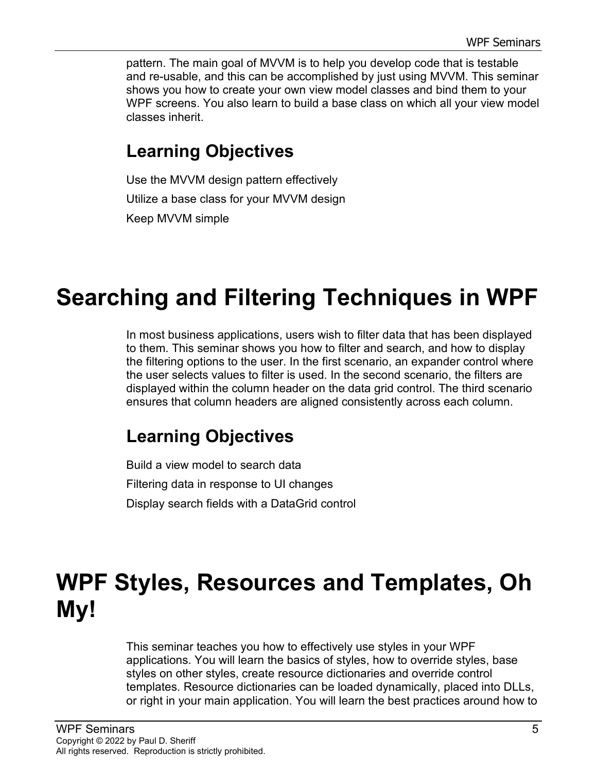pattern. The main goal of MVVM is to help you develop code that is testable and re-usable, and this can be accomplished by just using MVVM. This seminar shows you how to create your own view model classes and bind them to your WPF screens. You also learn to build a base class on which all your view model classes inherit.

## Learning Objectives

Use the MVVM design pattern effectively

Utilize a base class for your MVVM design

Keep MVVM simple

# Searching and Filtering Techniques in WPF

In most business applications, users wish to filter data that has been displayed to them. This seminar shows you how to filter and search, and how to display the filtering options to the user. In the first scenario, an expander control where the user selects values to filter is used. In the second scenario, the filters are displayed within the column header on the data grid control. The third scenario ensures that column headers are aligned consistently across each column.

## Learning Objectives

Build a view model to search data

Filtering data in response to UI changes

Display search fields with a DataGrid control

# WPF Styles, Resources and Templates, Oh My!

This seminar teaches you how to effectively use styles in your WPF applications. You will learn the basics of styles, how to override styles, base styles on other styles, create resource dictionaries and override control templates. Resource dictionaries can be loaded dynamically, placed into DLLs, or right in your main application. You will learn the best practices around how to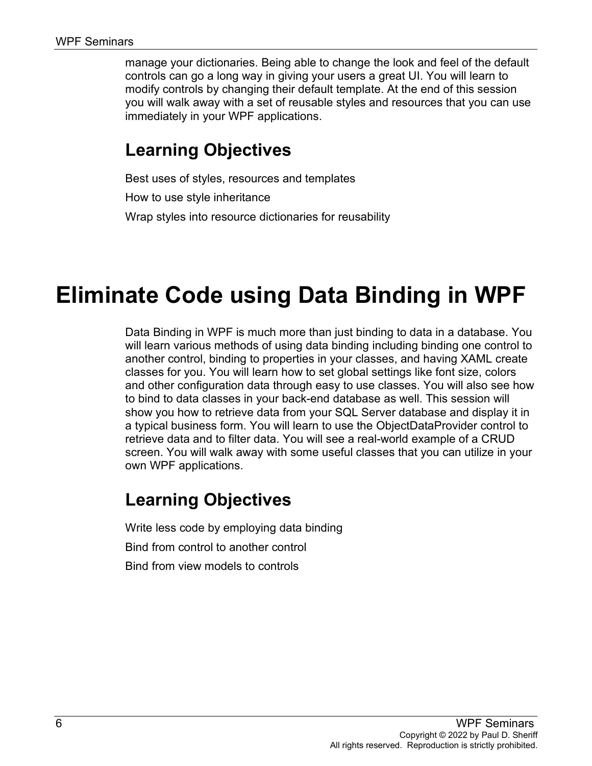manage your dictionaries. Being able to change the look and feel of the default controls can go a long way in giving your users a great UI. You will learn to modify controls by changing their default template. At the end of this session you will walk away with a set of reusable styles and resources that you can use immediately in your WPF applications.

## Learning Objectives

Best uses of styles, resources and templates

How to use style inheritance

Wrap styles into resource dictionaries for reusability

# Eliminate Code using Data Binding in WPF

Data Binding in WPF is much more than just binding to data in a database. You will learn various methods of using data binding including binding one control to another control, binding to properties in your classes, and having XAML create classes for you. You will learn how to set global settings like font size, colors and other configuration data through easy to use classes. You will also see how to bind to data classes in your back-end database as well. This session will show you how to retrieve data from your SQL Server database and display it in a typical business form. You will learn to use the ObjectDataProvider control to retrieve data and to filter data. You will see a real-world example of a CRUD screen. You will walk away with some useful classes that you can utilize in your own WPF applications.

## Learning Objectives

Write less code by employing data binding

Bind from control to another control

Bind from view models to controls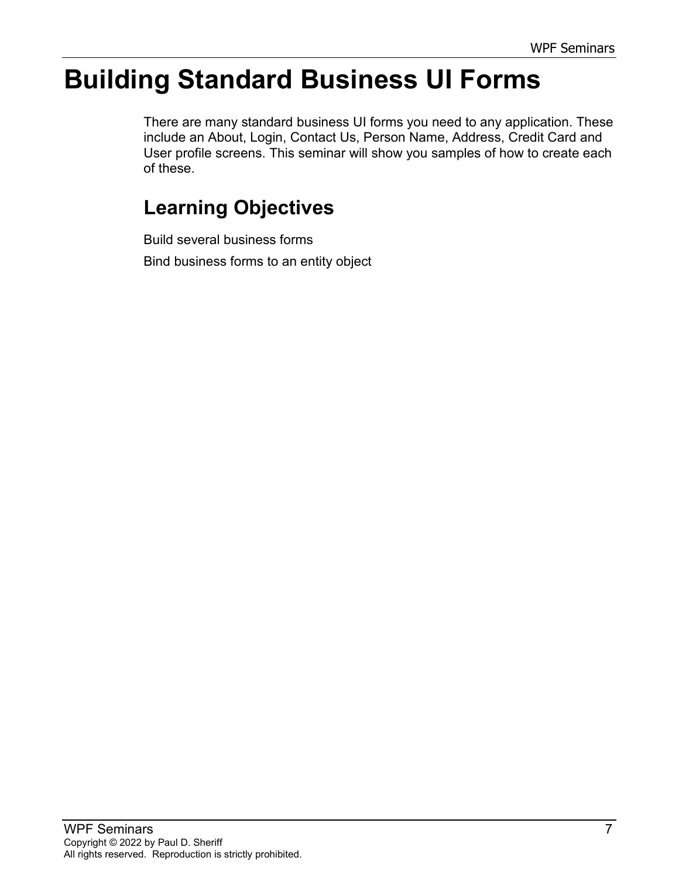# Building Standard Business UI Forms

There are many standard business UI forms you need to any application. These include an About, Login, Contact Us, Person Name, Address, Credit Card and User profile screens. This seminar will show you samples of how to create each of these.

## Learning Objectives

Build several business forms

Bind business forms to an entity object